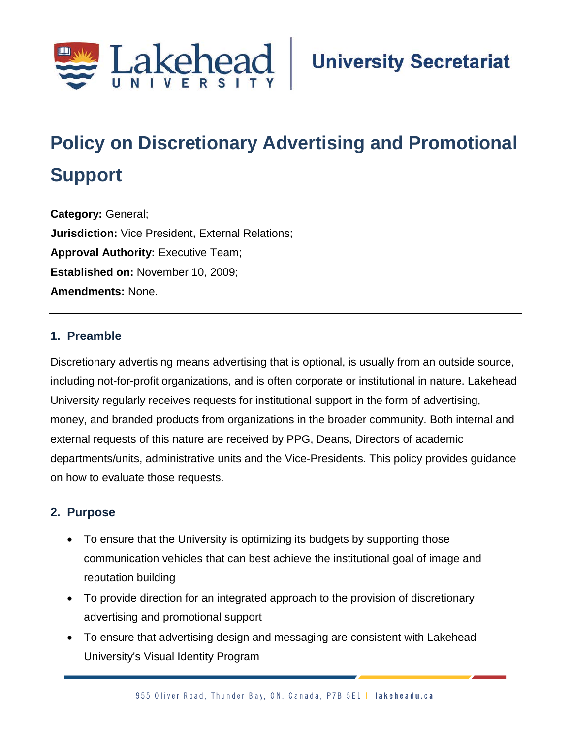# Policy on Discretionary Advertising and Promotional Support

**Category:** General;
**Jurisdiction:** Vice President, External Relations;
**Approval Authority:** Executive Team;
**Established on:** November 10, 2009;
**Amendments:** None.

---

## 1. Preamble

Discretionary advertising means advertising that is optional, is usually from an outside source, including not-for-profit organizations, and is often corporate or institutional in nature. Lakehead University regularly receives requests for institutional support in the form of advertising, money, and branded products from organizations in the broader community. Both internal and external requests of this nature are received by PPG, Deans, Directors of academic departments/units, administrative units and the Vice-Presidents. This policy provides guidance on how to evaluate those requests.

## 2. Purpose

- To ensure that the University is optimizing its budgets by supporting those communication vehicles that can best achieve the institutional goal of image and reputation building
- To provide direction for an integrated approach to the provision of discretionary advertising and promotional support
- To ensure that advertising design and messaging are consistent with Lakehead University's Visual Identity Program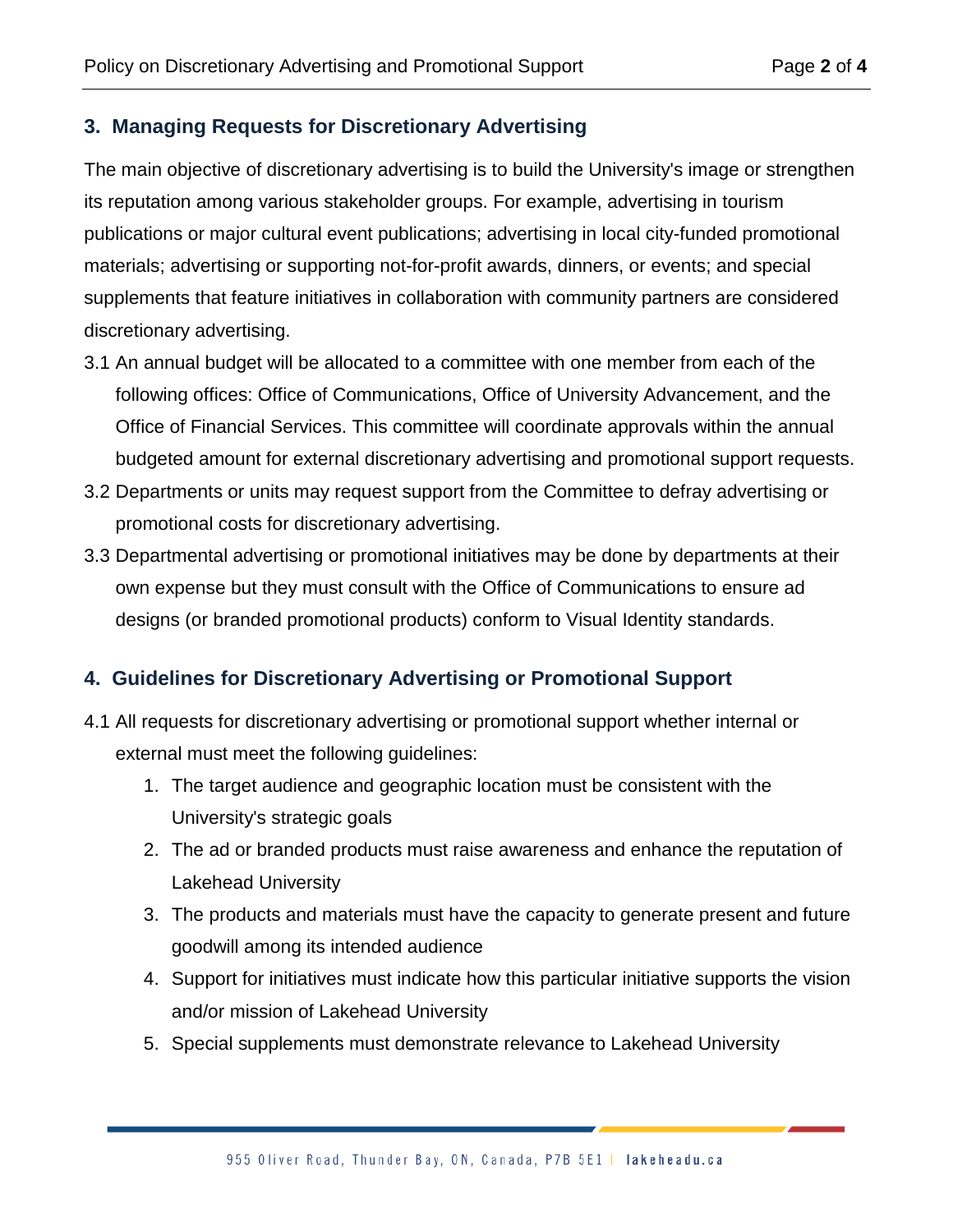## 3. Managing Requests for Discretionary Advertising

The main objective of discretionary advertising is to build the University's image or strengthen its reputation among various stakeholder groups. For example, advertising in tourism publications or major cultural event publications; advertising in local city-funded promotional materials; advertising or supporting not-for-profit awards, dinners, or events; and special supplements that feature initiatives in collaboration with community partners are considered discretionary advertising.

3.1 An annual budget will be allocated to a committee with one member from each of the following offices: Office of Communications, Office of University Advancement, and the Office of Financial Services. This committee will coordinate approvals within the annual budgeted amount for external discretionary advertising and promotional support requests.

3.2 Departments or units may request support from the Committee to defray advertising or promotional costs for discretionary advertising.

3.3 Departmental advertising or promotional initiatives may be done by departments at their own expense but they must consult with the Office of Communications to ensure ad designs (or branded promotional products) conform to Visual Identity standards.

## 4. Guidelines for Discretionary Advertising or Promotional Support

4.1 All requests for discretionary advertising or promotional support whether internal or external must meet the following guidelines:

1. The target audience and geographic location must be consistent with the University's strategic goals
2. The ad or branded products must raise awareness and enhance the reputation of Lakehead University
3. The products and materials must have the capacity to generate present and future goodwill among its intended audience
4. Support for initiatives must indicate how this particular initiative supports the vision and/or mission of Lakehead University
5. Special supplements must demonstrate relevance to Lakehead University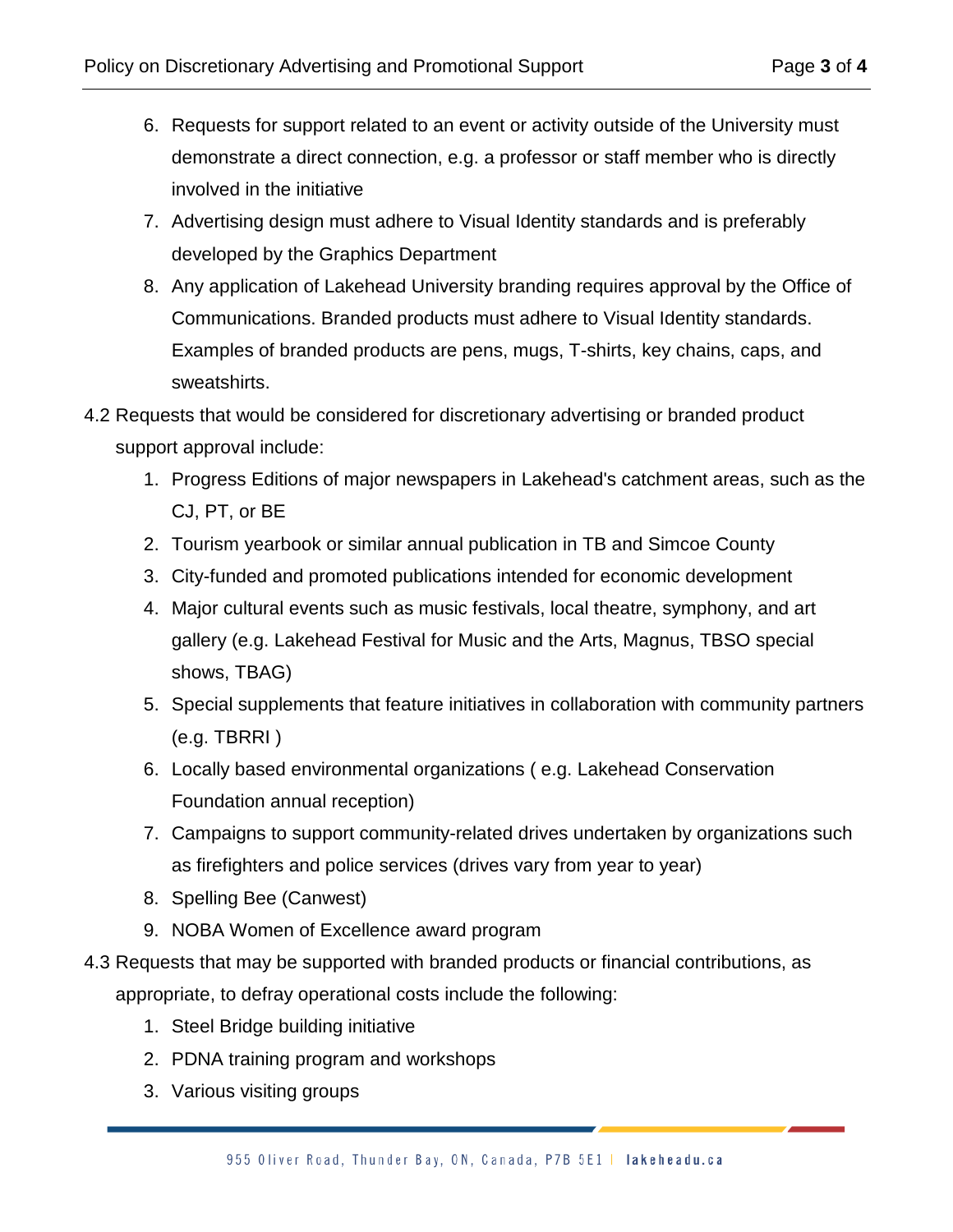6. Requests for support related to an event or activity outside of the University must demonstrate a direct connection, e.g. a professor or staff member who is directly involved in the initiative
7. Advertising design must adhere to Visual Identity standards and is preferably developed by the Graphics Department
8. Any application of Lakehead University branding requires approval by the Office of Communications. Branded products must adhere to Visual Identity standards. Examples of branded products are pens, mugs, T-shirts, key chains, caps, and sweatshirts.

4.2 Requests that would be considered for discretionary advertising or branded product support approval include:

1. Progress Editions of major newspapers in Lakehead's catchment areas, such as the CJ, PT, or BE
2. Tourism yearbook or similar annual publication in TB and Simcoe County
3. City-funded and promoted publications intended for economic development
4. Major cultural events such as music festivals, local theatre, symphony, and art gallery (e.g. Lakehead Festival for Music and the Arts, Magnus, TBSO special shows, TBAG)
5. Special supplements that feature initiatives in collaboration with community partners (e.g. TBRRI )
6. Locally based environmental organizations ( e.g. Lakehead Conservation Foundation annual reception)
7. Campaigns to support community-related drives undertaken by organizations such as firefighters and police services (drives vary from year to year)
8. Spelling Bee (Canwest)
9. NOBA Women of Excellence award program

4.3 Requests that may be supported with branded products or financial contributions, as appropriate, to defray operational costs include the following:

1. Steel Bridge building initiative
2. PDNA training program and workshops
3. Various visiting groups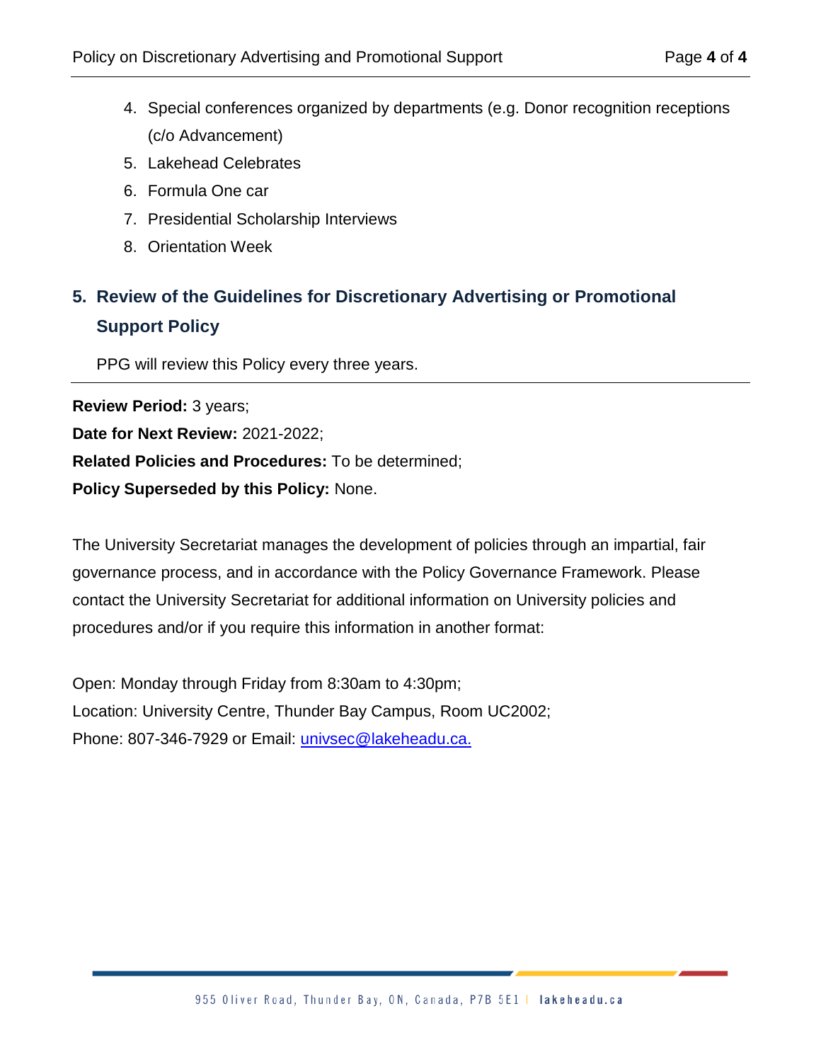4. Special conferences organized by departments (e.g. Donor recognition receptions (c/o Advancement)
5. Lakehead Celebrates
6. Formula One car
7. Presidential Scholarship Interviews
8. Orientation Week

## 5. Review of the Guidelines for Discretionary Advertising or Promotional Support Policy

PPG will review this Policy every three years.

---

**Review Period:** 3 years;

**Date for Next Review:** 2021-2022;

**Related Policies and Procedures:** To be determined;

**Policy Superseded by this Policy:** None.

The University Secretariat manages the development of policies through an impartial, fair governance process, and in accordance with the Policy Governance Framework. Please contact the University Secretariat for additional information on University policies and procedures and/or if you require this information in another format:

Open: Monday through Friday from 8:30am to 4:30pm;
Location: University Centre, Thunder Bay Campus, Room UC2002;
Phone: 807-346-7929 or Email: univsec@lakeheadu.ca.